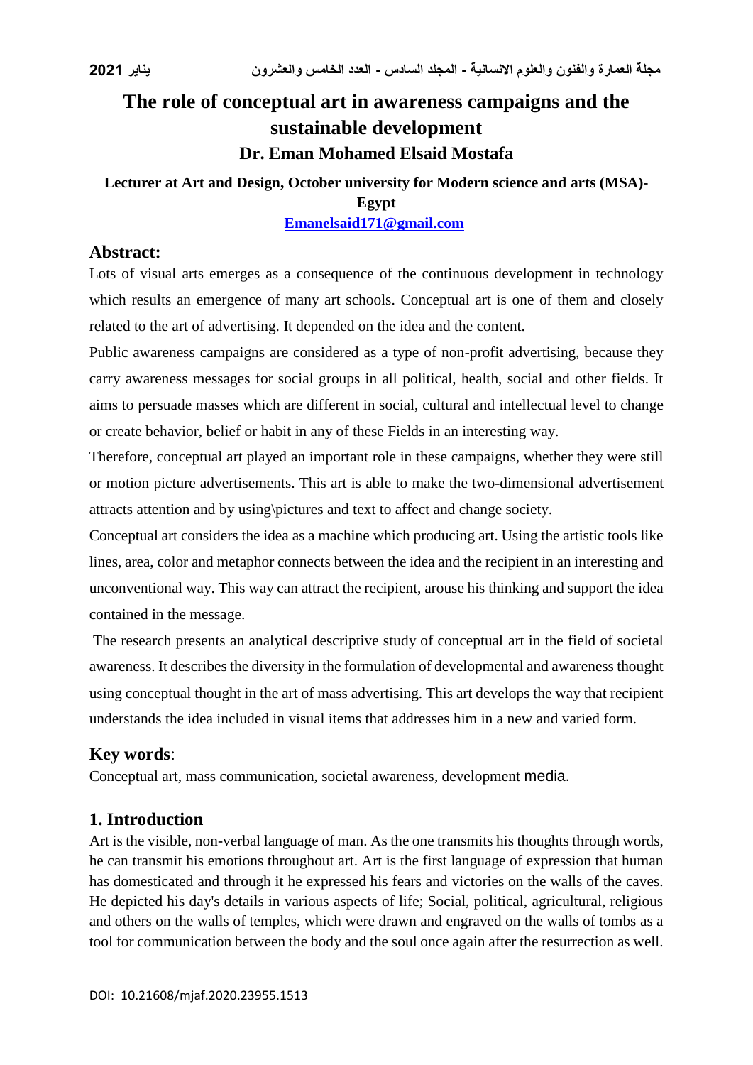# The role of conceptual art in awareness campaigns and the sustainable development

**Dr. Eman Mohamed Elsaid Mostafa**

**Lecturer at Art and Design, October university for Modern science and arts (MSA)-Egypt**

**Emanelsaid171@gmail.com**

## Abstract:

Lots of visual arts emerges as a consequence of the continuous development in technology which results an emergence of many art schools. Conceptual art is one of them and closely related to the art of advertising. It depended on the idea and the content.

Public awareness campaigns are considered as a type of non-profit advertising, because they carry awareness messages for social groups in all political, health, social and other fields. It aims to persuade masses which are different in social, cultural and intellectual level to change or create behavior, belief or habit in any of these Fields in an interesting way.

Therefore, conceptual art played an important role in these campaigns, whether they were still or motion picture advertisements. This art is able to make the two-dimensional advertisement attracts attention and by using\pictures and text to affect and change society.

Conceptual art considers the idea as a machine which producing art. Using the artistic tools like lines, area, color and metaphor connects between the idea and the recipient in an interesting and unconventional way. This way can attract the recipient, arouse his thinking and support the idea contained in the message.

The research presents an analytical descriptive study of conceptual art in the field of societal awareness. It describes the diversity in the formulation of developmental and awareness thought using conceptual thought in the art of mass advertising. This art develops the way that recipient understands the idea included in visual items that addresses him in a new and varied form.

## Key words:

Conceptual art, mass communication, societal awareness, development media.

## 1. Introduction

Art is the visible, non-verbal language of man. As the one transmits his thoughts through words, he can transmit his emotions throughout art. Art is the first language of expression that human has domesticated and through it he expressed his fears and victories on the walls of the caves. He depicted his day's details in various aspects of life; Social, political, agricultural, religious and others on the walls of temples, which were drawn and engraved on the walls of tombs as a tool for communication between the body and the soul once again after the resurrection as well.

DOI: 10.21608/mjaf.2020.23955.1513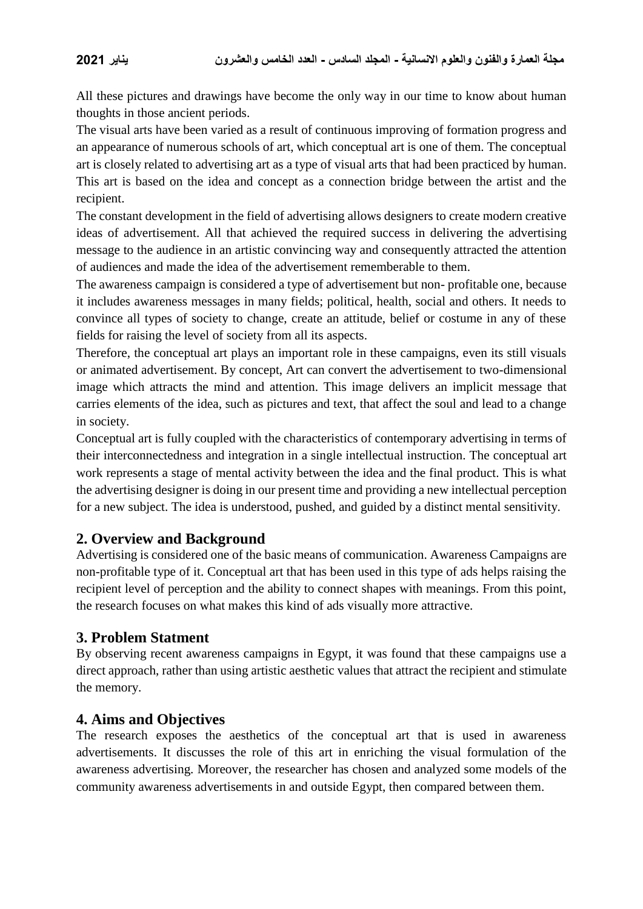All these pictures and drawings have become the only way in our time to know about human thoughts in those ancient periods.

The visual arts have been varied as a result of continuous improving of formation progress and an appearance of numerous schools of art, which conceptual art is one of them. The conceptual art is closely related to advertising art as a type of visual arts that had been practiced by human. This art is based on the idea and concept as a connection bridge between the artist and the recipient.

The constant development in the field of advertising allows designers to create modern creative ideas of advertisement. All that achieved the required success in delivering the advertising message to the audience in an artistic convincing way and consequently attracted the attention of audiences and made the idea of the advertisement rememberable to them.

The awareness campaign is considered a type of advertisement but non- profitable one, because it includes awareness messages in many fields; political, health, social and others. It needs to convince all types of society to change, create an attitude, belief or costume in any of these fields for raising the level of society from all its aspects.

Therefore, the conceptual art plays an important role in these campaigns, even its still visuals or animated advertisement. By concept, Art can convert the advertisement to two-dimensional image which attracts the mind and attention. This image delivers an implicit message that carries elements of the idea, such as pictures and text, that affect the soul and lead to a change in society.

Conceptual art is fully coupled with the characteristics of contemporary advertising in terms of their interconnectedness and integration in a single intellectual instruction. The conceptual art work represents a stage of mental activity between the idea and the final product. This is what the advertising designer is doing in our present time and providing a new intellectual perception for a new subject. The idea is understood, pushed, and guided by a distinct mental sensitivity.

## 2. Overview and Background

Advertising is considered one of the basic means of communication. Awareness Campaigns are non-profitable type of it. Conceptual art that has been used in this type of ads helps raising the recipient level of perception and the ability to connect shapes with meanings. From this point, the research focuses on what makes this kind of ads visually more attractive.

## 3. Problem Statment

By observing recent awareness campaigns in Egypt, it was found that these campaigns use a direct approach, rather than using artistic aesthetic values that attract the recipient and stimulate the memory.

## 4. Aims and Objectives

The research exposes the aesthetics of the conceptual art that is used in awareness advertisements. It discusses the role of this art in enriching the visual formulation of the awareness advertising. Moreover, the researcher has chosen and analyzed some models of the community awareness advertisements in and outside Egypt, then compared between them.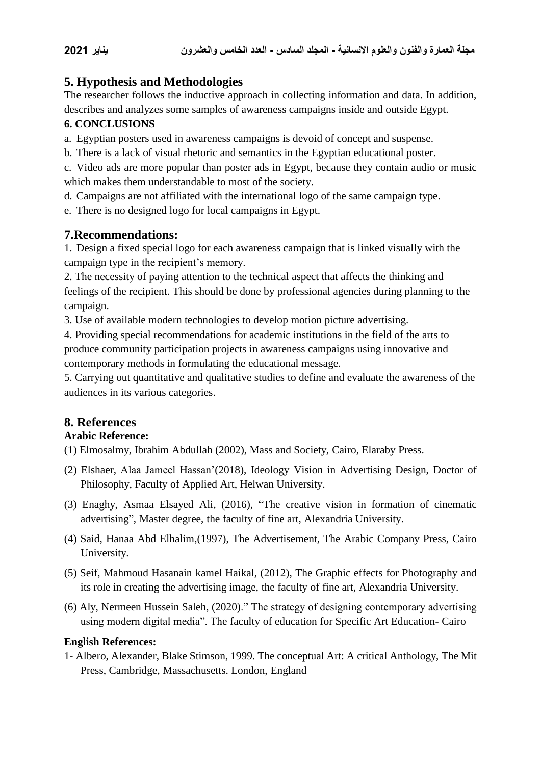## 5. Hypothesis and Methodologies

The researcher follows the inductive approach in collecting information and data. In addition, describes and analyzes some samples of awareness campaigns inside and outside Egypt.

### 6. CONCLUSIONS

a. Egyptian posters used in awareness campaigns is devoid of concept and suspense.

b. There is a lack of visual rhetoric and semantics in the Egyptian educational poster.

c. Video ads are more popular than poster ads in Egypt, because they contain audio or music which makes them understandable to most of the society.

d. Campaigns are not affiliated with the international logo of the same campaign type.

e. There is no designed logo for local campaigns in Egypt.

## 7.Recommendations:

1. Design a fixed special logo for each awareness campaign that is linked visually with the campaign type in the recipient's memory.
2. The necessity of paying attention to the technical aspect that affects the thinking and feelings of the recipient. This should be done by professional agencies during planning to the campaign.
3. Use of available modern technologies to develop motion picture advertising.
4. Providing special recommendations for academic institutions in the field of the arts to produce community participation projects in awareness campaigns using innovative and contemporary methods in formulating the educational message.
5. Carrying out quantitative and qualitative studies to define and evaluate the awareness of the audiences in its various categories.

## 8. References

### Arabic Reference:

(1) Elmosalmy, Ibrahim Abdullah (2002), Mass and Society, Cairo, Elaraby Press.

(2) Elshaer, Alaa Jameel Hassan'(2018), Ideology Vision in Advertising Design, Doctor of Philosophy, Faculty of Applied Art, Helwan University.

(3) Enaghy, Asmaa Elsayed Ali, (2016), "The creative vision in formation of cinematic advertising", Master degree, the faculty of fine art, Alexandria University.

(4) Said, Hanaa Abd Elhalim,(1997), The Advertisement, The Arabic Company Press, Cairo University.

(5) Seif, Mahmoud Hasanain kamel Haikal, (2012), The Graphic effects for Photography and its role in creating the advertising image, the faculty of fine art, Alexandria University.

(6) Aly, Nermeen Hussein Saleh, (2020)." The strategy of designing contemporary advertising using modern digital media". The faculty of education for Specific Art Education- Cairo

### English References:

1- Albero, Alexander, Blake Stimson, 1999. The conceptual Art: A critical Anthology, The Mit Press, Cambridge, Massachusetts. London, England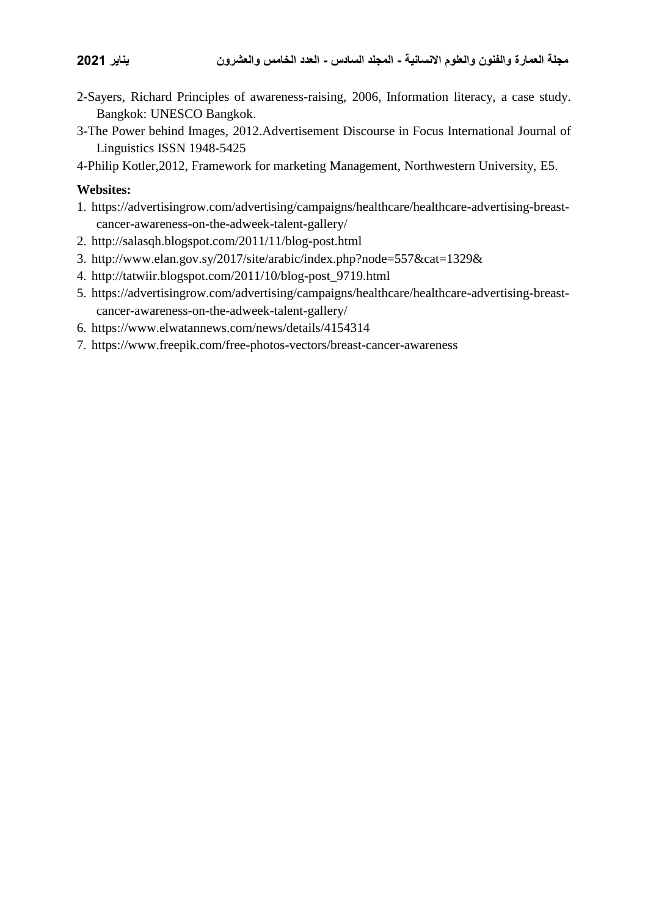2-Sayers, Richard Principles of awareness-raising, 2006, Information literacy, a case study. Bangkok: UNESCO Bangkok.

3-The Power behind Images, 2012.Advertisement Discourse in Focus International Journal of Linguistics ISSN 1948-5425

4-Philip Kotler,2012, Framework for marketing Management, Northwestern University, E5.

**Websites:**

1. https://advertisingrow.com/advertising/campaigns/healthcare/healthcare-advertising-breast-cancer-awareness-on-the-adweek-talent-gallery/
2. http://salasqh.blogspot.com/2011/11/blog-post.html
3. http://www.elan.gov.sy/2017/site/arabic/index.php?node=557&cat=1329&
4. http://tatwiir.blogspot.com/2011/10/blog-post_9719.html
5. https://advertisingrow.com/advertising/campaigns/healthcare/healthcare-advertising-breast-cancer-awareness-on-the-adweek-talent-gallery/
6. https://www.elwatannews.com/news/details/4154314
7. https://www.freepik.com/free-photos-vectors/breast-cancer-awareness